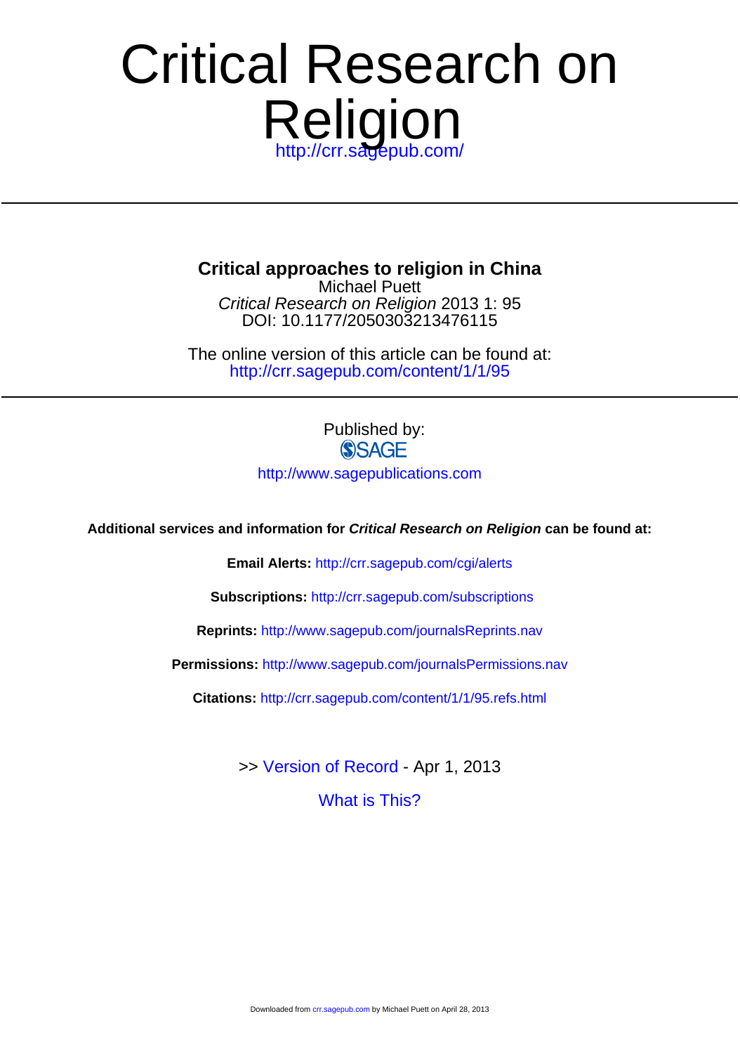# Critical Research on Religion

http://crr.sagepub.com/

## Critical approaches to religion in China

Michael Puett

*Critical Research on Religion* 2013 1: 95

DOI: 10.1177/2050303213476115

The online version of this article can be found at:

http://crr.sagepub.com/content/1/1/95

Published by:

SAGE

http://www.sagepublications.com

**Additional services and information for *Critical Research on Religion* can be found at:**

**Email Alerts:** http://crr.sagepub.com/cgi/alerts

**Subscriptions:** http://crr.sagepub.com/subscriptions

**Reprints:** http://www.sagepub.com/journalsReprints.nav

**Permissions:** http://www.sagepub.com/journalsPermissions.nav

**Citations:** http://crr.sagepub.com/content/1/1/95.refs.html

>> Version of Record - Apr 1, 2013

What is This?

Downloaded from crr.sagepub.com by Michael Puett on April 28, 2013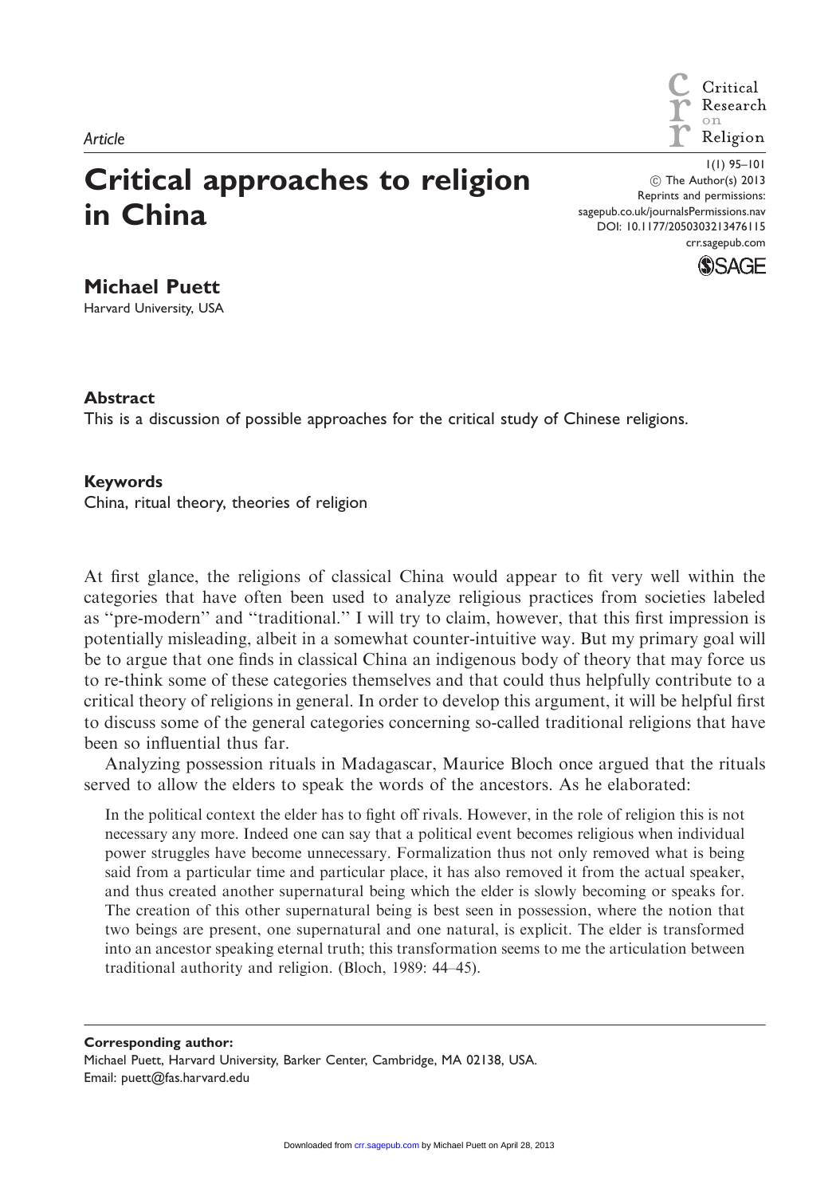*Article*

# Critical approaches to religion in China

**Michael Puett**
Harvard University, USA

## Abstract

This is a discussion of possible approaches for the critical study of Chinese religions.

## Keywords

China, ritual theory, theories of religion

At first glance, the religions of classical China would appear to fit very well within the categories that have often been used to analyze religious practices from societies labeled as "pre-modern" and "traditional." I will try to claim, however, that this first impression is potentially misleading, albeit in a somewhat counter-intuitive way. But my primary goal will be to argue that one finds in classical China an indigenous body of theory that may force us to re-think some of these categories themselves and that could thus helpfully contribute to a critical theory of religions in general. In order to develop this argument, it will be helpful first to discuss some of the general categories concerning so-called traditional religions that have been so influential thus far.

Analyzing possession rituals in Madagascar, Maurice Bloch once argued that the rituals served to allow the elders to speak the words of the ancestors. As he elaborated:

> In the political context the elder has to fight off rivals. However, in the role of religion this is not necessary any more. Indeed one can say that a political event becomes religious when individual power struggles have become unnecessary. Formalization thus not only removed what is being said from a particular time and particular place, it has also removed it from the actual speaker, and thus created another supernatural being which the elder is slowly becoming or speaks for. The creation of this other supernatural being is best seen in possession, where the notion that two beings are present, one supernatural and one natural, is explicit. The elder is transformed into an ancestor speaking eternal truth; this transformation seems to me the articulation between traditional authority and religion. (Bloch, 1989: 44–45).

**Corresponding author:**
Michael Puett, Harvard University, Barker Center, Cambridge, MA 02138, USA.
Email: puett@fas.harvard.edu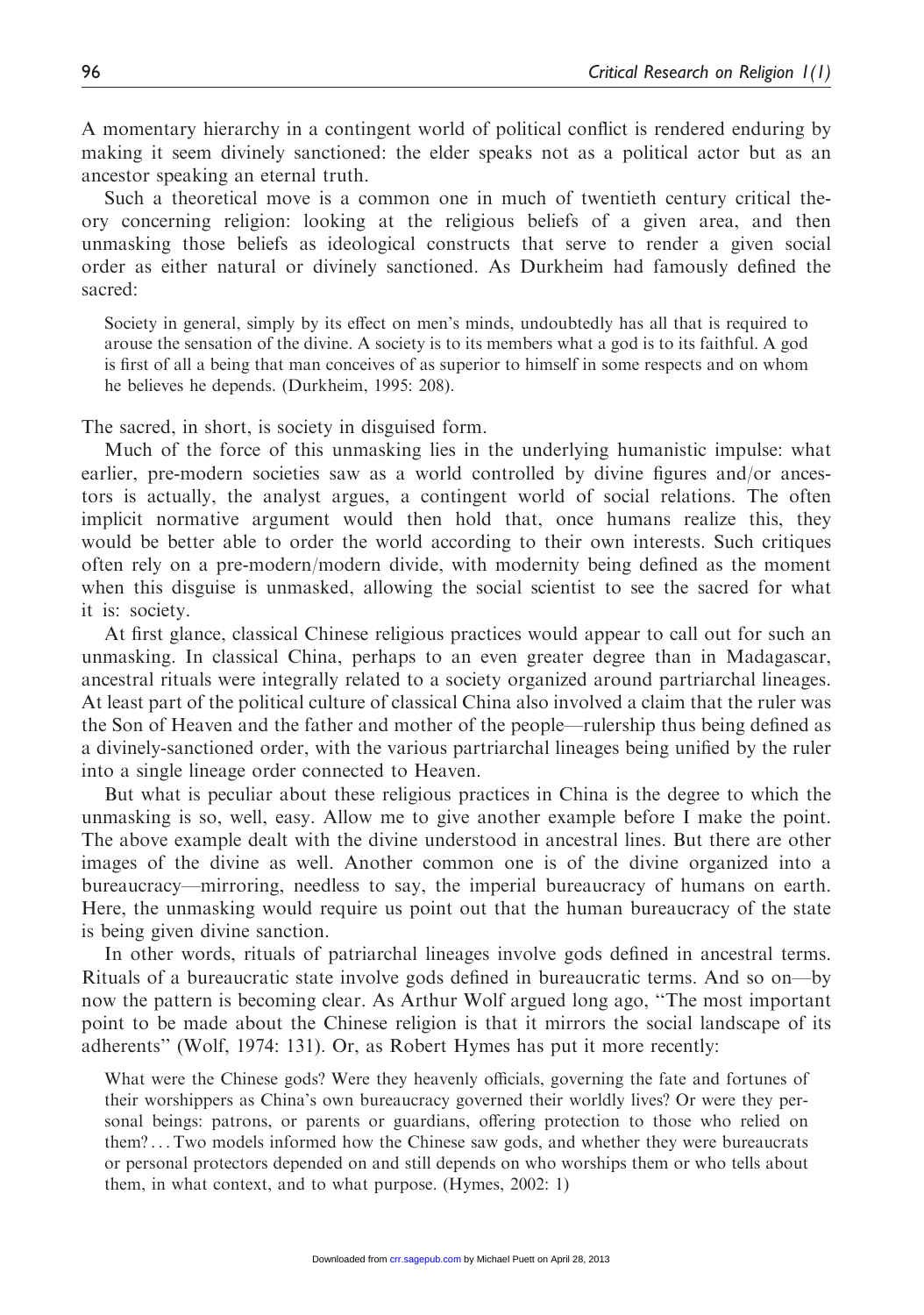A momentary hierarchy in a contingent world of political conflict is rendered enduring by making it seem divinely sanctioned: the elder speaks not as a political actor but as an ancestor speaking an eternal truth.

Such a theoretical move is a common one in much of twentieth century critical theory concerning religion: looking at the religious beliefs of a given area, and then unmasking those beliefs as ideological constructs that serve to render a given social order as either natural or divinely sanctioned. As Durkheim had famously defined the sacred:

> Society in general, simply by its effect on men's minds, undoubtedly has all that is required to arouse the sensation of the divine. A society is to its members what a god is to its faithful. A god is first of all a being that man conceives of as superior to himself in some respects and on whom he believes he depends. (Durkheim, 1995: 208).

The sacred, in short, is society in disguised form.

Much of the force of this unmasking lies in the underlying humanistic impulse: what earlier, pre-modern societies saw as a world controlled by divine figures and/or ancestors is actually, the analyst argues, a contingent world of social relations. The often implicit normative argument would then hold that, once humans realize this, they would be better able to order the world according to their own interests. Such critiques often rely on a pre-modern/modern divide, with modernity being defined as the moment when this disguise is unmasked, allowing the social scientist to see the sacred for what it is: society.

At first glance, classical Chinese religious practices would appear to call out for such an unmasking. In classical China, perhaps to an even greater degree than in Madagascar, ancestral rituals were integrally related to a society organized around partriarchal lineages. At least part of the political culture of classical China also involved a claim that the ruler was the Son of Heaven and the father and mother of the people—rulership thus being defined as a divinely-sanctioned order, with the various partriarchal lineages being unified by the ruler into a single lineage order connected to Heaven.

But what is peculiar about these religious practices in China is the degree to which the unmasking is so, well, easy. Allow me to give another example before I make the point. The above example dealt with the divine understood in ancestral lines. But there are other images of the divine as well. Another common one is of the divine organized into a bureaucracy—mirroring, needless to say, the imperial bureaucracy of humans on earth. Here, the unmasking would require us point out that the human bureaucracy of the state is being given divine sanction.

In other words, rituals of patriarchal lineages involve gods defined in ancestral terms. Rituals of a bureaucratic state involve gods defined in bureaucratic terms. And so on—by now the pattern is becoming clear. As Arthur Wolf argued long ago, "The most important point to be made about the Chinese religion is that it mirrors the social landscape of its adherents" (Wolf, 1974: 131). Or, as Robert Hymes has put it more recently:

> What were the Chinese gods? Were they heavenly officials, governing the fate and fortunes of their worshippers as China's own bureaucracy governed their worldly lives? Or were they personal beings: patrons, or parents or guardians, offering protection to those who relied on them?... Two models informed how the Chinese saw gods, and whether they were bureaucrats or personal protectors depended on and still depends on who worships them or who tells about them, in what context, and to what purpose. (Hymes, 2002: 1)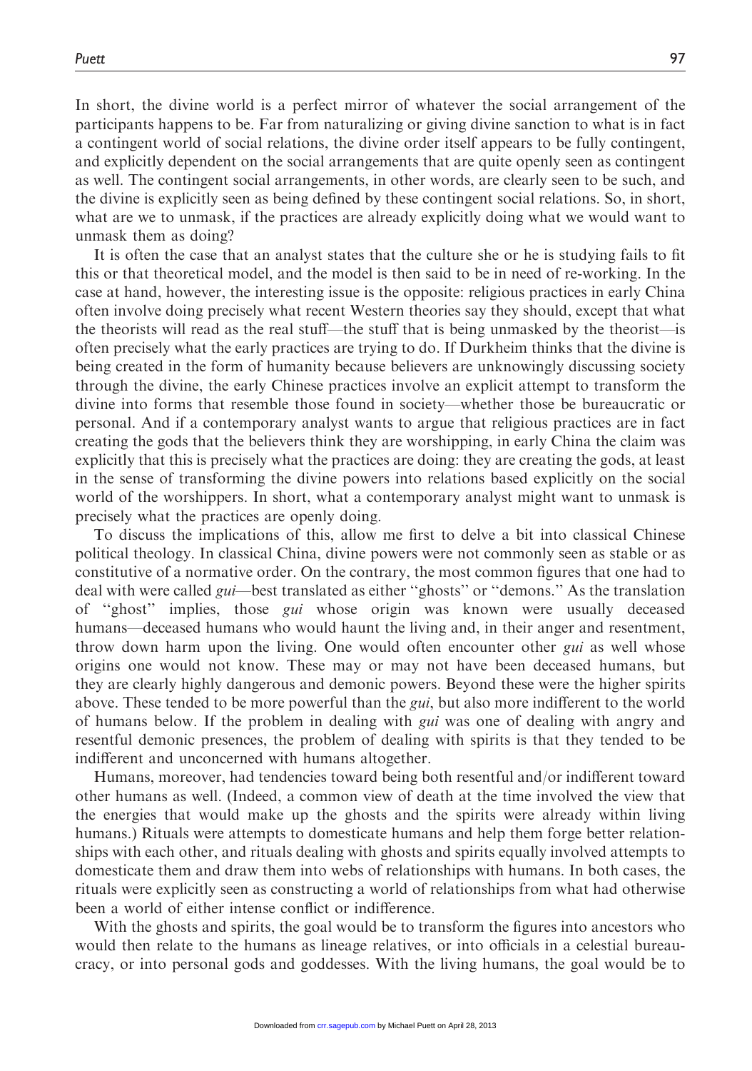In short, the divine world is a perfect mirror of whatever the social arrangement of the participants happens to be. Far from naturalizing or giving divine sanction to what is in fact a contingent world of social relations, the divine order itself appears to be fully contingent, and explicitly dependent on the social arrangements that are quite openly seen as contingent as well. The contingent social arrangements, in other words, are clearly seen to be such, and the divine is explicitly seen as being defined by these contingent social relations. So, in short, what are we to unmask, if the practices are already explicitly doing what we would want to unmask them as doing?

It is often the case that an analyst states that the culture she or he is studying fails to fit this or that theoretical model, and the model is then said to be in need of re-working. In the case at hand, however, the interesting issue is the opposite: religious practices in early China often involve doing precisely what recent Western theories say they should, except that what the theorists will read as the real stuff—the stuff that is being unmasked by the theorist—is often precisely what the early practices are trying to do. If Durkheim thinks that the divine is being created in the form of humanity because believers are unknowingly discussing society through the divine, the early Chinese practices involve an explicit attempt to transform the divine into forms that resemble those found in society—whether those be bureaucratic or personal. And if a contemporary analyst wants to argue that religious practices are in fact creating the gods that the believers think they are worshipping, in early China the claim was explicitly that this is precisely what the practices are doing: they are creating the gods, at least in the sense of transforming the divine powers into relations based explicitly on the social world of the worshippers. In short, what a contemporary analyst might want to unmask is precisely what the practices are openly doing.

To discuss the implications of this, allow me first to delve a bit into classical Chinese political theology. In classical China, divine powers were not commonly seen as stable or as constitutive of a normative order. On the contrary, the most common figures that one had to deal with were called *gui*—best translated as either ''ghosts'' or ''demons.'' As the translation of ''ghost'' implies, those *gui* whose origin was known were usually deceased humans—deceased humans who would haunt the living and, in their anger and resentment, throw down harm upon the living. One would often encounter other *gui* as well whose origins one would not know. These may or may not have been deceased humans, but they are clearly highly dangerous and demonic powers. Beyond these were the higher spirits above. These tended to be more powerful than the *gui*, but also more indifferent to the world of humans below. If the problem in dealing with *gui* was one of dealing with angry and resentful demonic presences, the problem of dealing with spirits is that they tended to be indifferent and unconcerned with humans altogether.

Humans, moreover, had tendencies toward being both resentful and/or indifferent toward other humans as well. (Indeed, a common view of death at the time involved the view that the energies that would make up the ghosts and the spirits were already within living humans.) Rituals were attempts to domesticate humans and help them forge better relationships with each other, and rituals dealing with ghosts and spirits equally involved attempts to domesticate them and draw them into webs of relationships with humans. In both cases, the rituals were explicitly seen as constructing a world of relationships from what had otherwise been a world of either intense conflict or indifference.

With the ghosts and spirits, the goal would be to transform the figures into ancestors who would then relate to the humans as lineage relatives, or into officials in a celestial bureaucracy, or into personal gods and goddesses. With the living humans, the goal would be to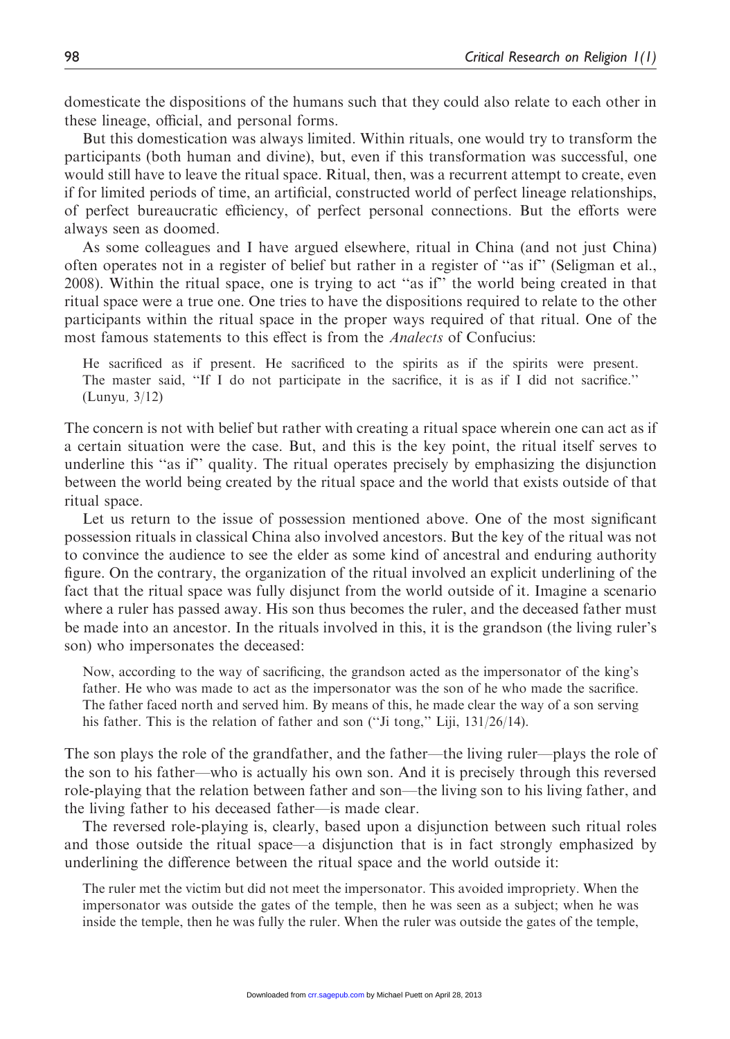domesticate the dispositions of the humans such that they could also relate to each other in these lineage, official, and personal forms.

But this domestication was always limited. Within rituals, one would try to transform the participants (both human and divine), but, even if this transformation was successful, one would still have to leave the ritual space. Ritual, then, was a recurrent attempt to create, even if for limited periods of time, an artificial, constructed world of perfect lineage relationships, of perfect bureaucratic efficiency, of perfect personal connections. But the efforts were always seen as doomed.

As some colleagues and I have argued elsewhere, ritual in China (and not just China) often operates not in a register of belief but rather in a register of ''as if'' (Seligman et al., 2008). Within the ritual space, one is trying to act ''as if'' the world being created in that ritual space were a true one. One tries to have the dispositions required to relate to the other participants within the ritual space in the proper ways required of that ritual. One of the most famous statements to this effect is from the *Analects* of Confucius:

> He sacrificed as if present. He sacrificed to the spirits as if the spirits were present. The master said, ''If I do not participate in the sacrifice, it is as if I did not sacrifice.'' (Lunyu, 3/12)

The concern is not with belief but rather with creating a ritual space wherein one can act as if a certain situation were the case. But, and this is the key point, the ritual itself serves to underline this ''as if'' quality. The ritual operates precisely by emphasizing the disjunction between the world being created by the ritual space and the world that exists outside of that ritual space.

Let us return to the issue of possession mentioned above. One of the most significant possession rituals in classical China also involved ancestors. But the key of the ritual was not to convince the audience to see the elder as some kind of ancestral and enduring authority figure. On the contrary, the organization of the ritual involved an explicit underlining of the fact that the ritual space was fully disjunct from the world outside of it. Imagine a scenario where a ruler has passed away. His son thus becomes the ruler, and the deceased father must be made into an ancestor. In the rituals involved in this, it is the grandson (the living ruler's son) who impersonates the deceased:

> Now, according to the way of sacrificing, the grandson acted as the impersonator of the king's father. He who was made to act as the impersonator was the son of he who made the sacrifice. The father faced north and served him. By means of this, he made clear the way of a son serving his father. This is the relation of father and son (''Ji tong,'' Liji, 131/26/14).

The son plays the role of the grandfather, and the father—the living ruler—plays the role of the son to his father—who is actually his own son. And it is precisely through this reversed role-playing that the relation between father and son—the living son to his living father, and the living father to his deceased father—is made clear.

The reversed role-playing is, clearly, based upon a disjunction between such ritual roles and those outside the ritual space—a disjunction that is in fact strongly emphasized by underlining the difference between the ritual space and the world outside it:

> The ruler met the victim but did not meet the impersonator. This avoided impropriety. When the impersonator was outside the gates of the temple, then he was seen as a subject; when he was inside the temple, then he was fully the ruler. When the ruler was outside the gates of the temple,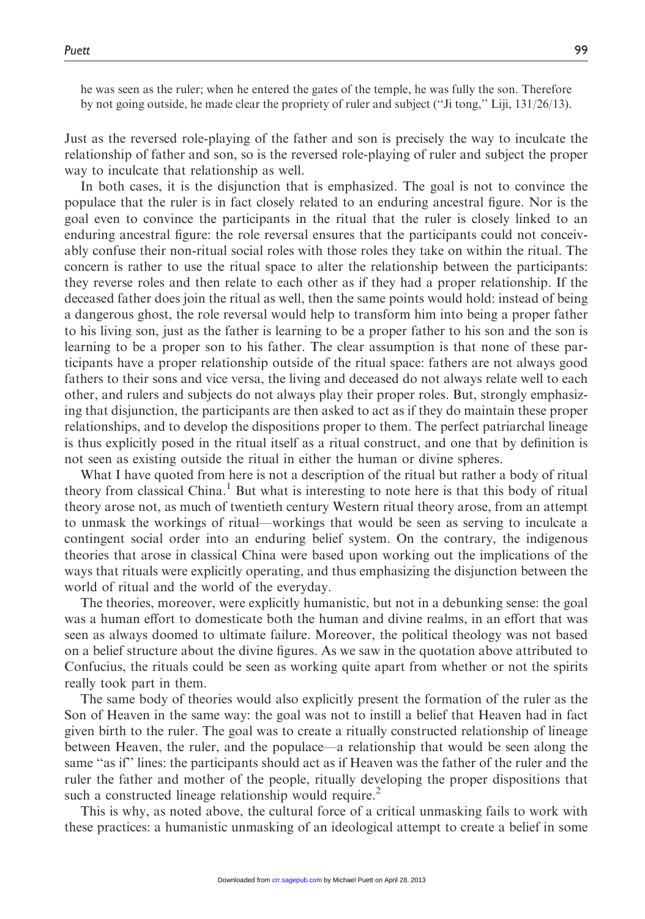he was seen as the ruler; when he entered the gates of the temple, he was fully the son. Therefore by not going outside, he made clear the propriety of ruler and subject ("Ji tong," Liji, 131/26/13).

Just as the reversed role-playing of the father and son is precisely the way to inculcate the relationship of father and son, so is the reversed role-playing of ruler and subject the proper way to inculcate that relationship as well.

In both cases, it is the disjunction that is emphasized. The goal is not to convince the populace that the ruler is in fact closely related to an enduring ancestral figure. Nor is the goal even to convince the participants in the ritual that the ruler is closely linked to an enduring ancestral figure: the role reversal ensures that the participants could not conceivably confuse their non-ritual social roles with those roles they take on within the ritual. The concern is rather to use the ritual space to alter the relationship between the participants: they reverse roles and then relate to each other as if they had a proper relationship. If the deceased father does join the ritual as well, then the same points would hold: instead of being a dangerous ghost, the role reversal would help to transform him into being a proper father to his living son, just as the father is learning to be a proper father to his son and the son is learning to be a proper son to his father. The clear assumption is that none of these participants have a proper relationship outside of the ritual space: fathers are not always good fathers to their sons and vice versa, the living and deceased do not always relate well to each other, and rulers and subjects do not always play their proper roles. But, strongly emphasizing that disjunction, the participants are then asked to act as if they do maintain these proper relationships, and to develop the dispositions proper to them. The perfect patriarchal lineage is thus explicitly posed in the ritual itself as a ritual construct, and one that by definition is not seen as existing outside the ritual in either the human or divine spheres.

What I have quoted from here is not a description of the ritual but rather a body of ritual theory from classical China.[1] But what is interesting to note here is that this body of ritual theory arose not, as much of twentieth century Western ritual theory arose, from an attempt to unmask the workings of ritual—workings that would be seen as serving to inculcate a contingent social order into an enduring belief system. On the contrary, the indigenous theories that arose in classical China were based upon working out the implications of the ways that rituals were explicitly operating, and thus emphasizing the disjunction between the world of ritual and the world of the everyday.

The theories, moreover, were explicitly humanistic, but not in a debunking sense: the goal was a human effort to domesticate both the human and divine realms, in an effort that was seen as always doomed to ultimate failure. Moreover, the political theology was not based on a belief structure about the divine figures. As we saw in the quotation above attributed to Confucius, the rituals could be seen as working quite apart from whether or not the spirits really took part in them.

The same body of theories would also explicitly present the formation of the ruler as the Son of Heaven in the same way: the goal was not to instill a belief that Heaven had in fact given birth to the ruler. The goal was to create a ritually constructed relationship of lineage between Heaven, the ruler, and the populace—a relationship that would be seen along the same "as if" lines: the participants should act as if Heaven was the father of the ruler and the ruler the father and mother of the people, ritually developing the proper dispositions that such a constructed lineage relationship would require.[2]

This is why, as noted above, the cultural force of a critical unmasking fails to work with these practices: a humanistic unmasking of an ideological attempt to create a belief in some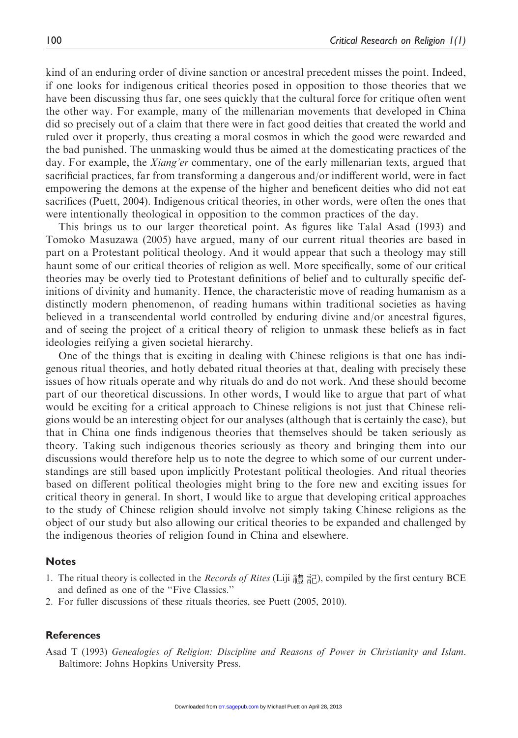kind of an enduring order of divine sanction or ancestral precedent misses the point. Indeed, if one looks for indigenous critical theories posed in opposition to those theories that we have been discussing thus far, one sees quickly that the cultural force for critique often went the other way. For example, many of the millenarian movements that developed in China did so precisely out of a claim that there were in fact good deities that created the world and ruled over it properly, thus creating a moral cosmos in which the good were rewarded and the bad punished. The unmasking would thus be aimed at the domesticating practices of the day. For example, the *Xiang'er* commentary, one of the early millenarian texts, argued that sacrificial practices, far from transforming a dangerous and/or indifferent world, were in fact empowering the demons at the expense of the higher and beneficent deities who did not eat sacrifices (Puett, 2004). Indigenous critical theories, in other words, were often the ones that were intentionally theological in opposition to the common practices of the day.

This brings us to our larger theoretical point. As figures like Talal Asad (1993) and Tomoko Masuzawa (2005) have argued, many of our current ritual theories are based in part on a Protestant political theology. And it would appear that such a theology may still haunt some of our critical theories of religion as well. More specifically, some of our critical theories may be overly tied to Protestant definitions of belief and to culturally specific definitions of divinity and humanity. Hence, the characteristic move of reading humanism as a distinctly modern phenomenon, of reading humans within traditional societies as having believed in a transcendental world controlled by enduring divine and/or ancestral figures, and of seeing the project of a critical theory of religion to unmask these beliefs as in fact ideologies reifying a given societal hierarchy.

One of the things that is exciting in dealing with Chinese religions is that one has indigenous ritual theories, and hotly debated ritual theories at that, dealing with precisely these issues of how rituals operate and why rituals do and do not work. And these should become part of our theoretical discussions. In other words, I would like to argue that part of what would be exciting for a critical approach to Chinese religions is not just that Chinese religions would be an interesting object for our analyses (although that is certainly the case), but that in China one finds indigenous theories that themselves should be taken seriously as theory. Taking such indigenous theories seriously as theory and bringing them into our discussions would therefore help us to note the degree to which some of our current understandings are still based upon implicitly Protestant political theologies. And ritual theories based on different political theologies might bring to the fore new and exciting issues for critical theory in general. In short, I would like to argue that developing critical approaches to the study of Chinese religion should involve not simply taking Chinese religions as the object of our study but also allowing our critical theories to be expanded and challenged by the indigenous theories of religion found in China and elsewhere.

## Notes

1. The ritual theory is collected in the *Records of Rites* (Liji 禮 記), compiled by the first century BCE and defined as one of the "Five Classics."
2. For fuller discussions of these rituals theories, see Puett (2005, 2010).

## References

Asad T (1993) *Genealogies of Religion: Discipline and Reasons of Power in Christianity and Islam*. Baltimore: Johns Hopkins University Press.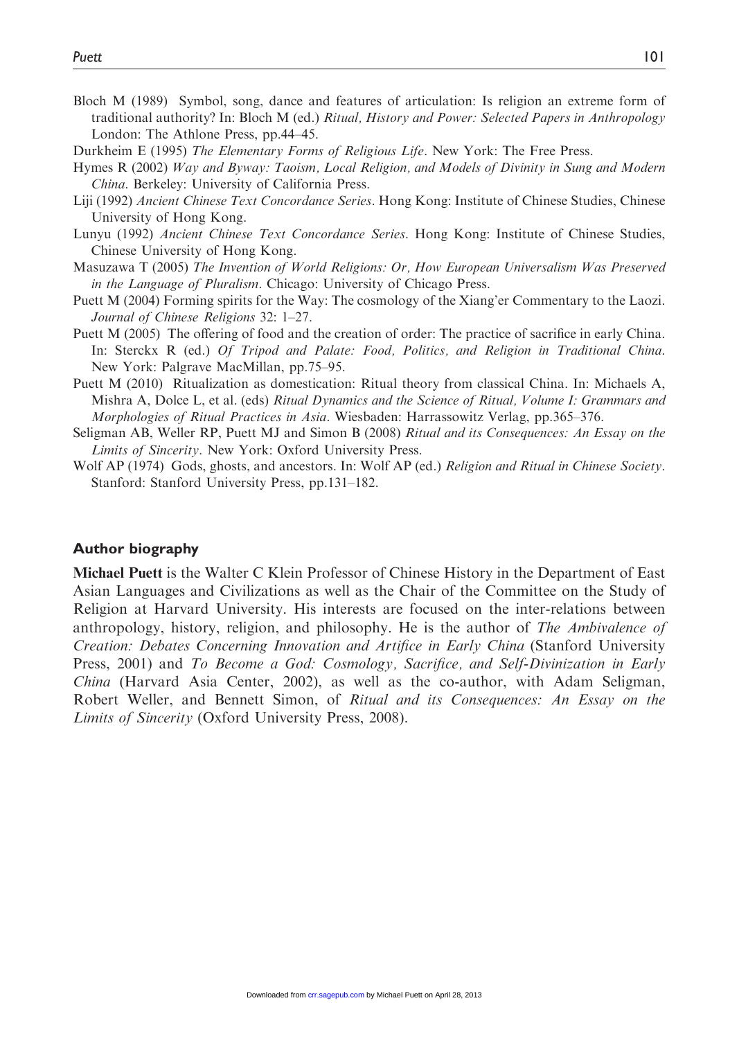Bloch M (1989) Symbol, song, dance and features of articulation: Is religion an extreme form of traditional authority? In: Bloch M (ed.) *Ritual, History and Power: Selected Papers in Anthropology* London: The Athlone Press, pp.44–45.

Durkheim E (1995) *The Elementary Forms of Religious Life*. New York: The Free Press.

Hymes R (2002) *Way and Byway: Taoism, Local Religion, and Models of Divinity in Sung and Modern China*. Berkeley: University of California Press.

Liji (1992) *Ancient Chinese Text Concordance Series*. Hong Kong: Institute of Chinese Studies, Chinese University of Hong Kong.

Lunyu (1992) *Ancient Chinese Text Concordance Series*. Hong Kong: Institute of Chinese Studies, Chinese University of Hong Kong.

Masuzawa T (2005) *The Invention of World Religions: Or, How European Universalism Was Preserved in the Language of Pluralism*. Chicago: University of Chicago Press.

Puett M (2004) Forming spirits for the Way: The cosmology of the Xiang'er Commentary to the Laozi. *Journal of Chinese Religions* 32: 1–27.

Puett M (2005) The offering of food and the creation of order: The practice of sacrifice in early China. In: Sterckx R (ed.) *Of Tripod and Palate: Food, Politics, and Religion in Traditional China*. New York: Palgrave MacMillan, pp.75–95.

Puett M (2010) Ritualization as domestication: Ritual theory from classical China. In: Michaels A, Mishra A, Dolce L, et al. (eds) *Ritual Dynamics and the Science of Ritual, Volume I: Grammars and Morphologies of Ritual Practices in Asia*. Wiesbaden: Harrassowitz Verlag, pp.365–376.

Seligman AB, Weller RP, Puett MJ and Simon B (2008) *Ritual and its Consequences: An Essay on the Limits of Sincerity*. New York: Oxford University Press.

Wolf AP (1974) Gods, ghosts, and ancestors. In: Wolf AP (ed.) *Religion and Ritual in Chinese Society*. Stanford: Stanford University Press, pp.131–182.

## Author biography

**Michael Puett** is the Walter C Klein Professor of Chinese History in the Department of East Asian Languages and Civilizations as well as the Chair of the Committee on the Study of Religion at Harvard University. His interests are focused on the inter-relations between anthropology, history, religion, and philosophy. He is the author of *The Ambivalence of Creation: Debates Concerning Innovation and Artifice in Early China* (Stanford University Press, 2001) and *To Become a God: Cosmology, Sacrifice, and Self-Divinization in Early China* (Harvard Asia Center, 2002), as well as the co-author, with Adam Seligman, Robert Weller, and Bennett Simon, of *Ritual and its Consequences: An Essay on the Limits of Sincerity* (Oxford University Press, 2008).